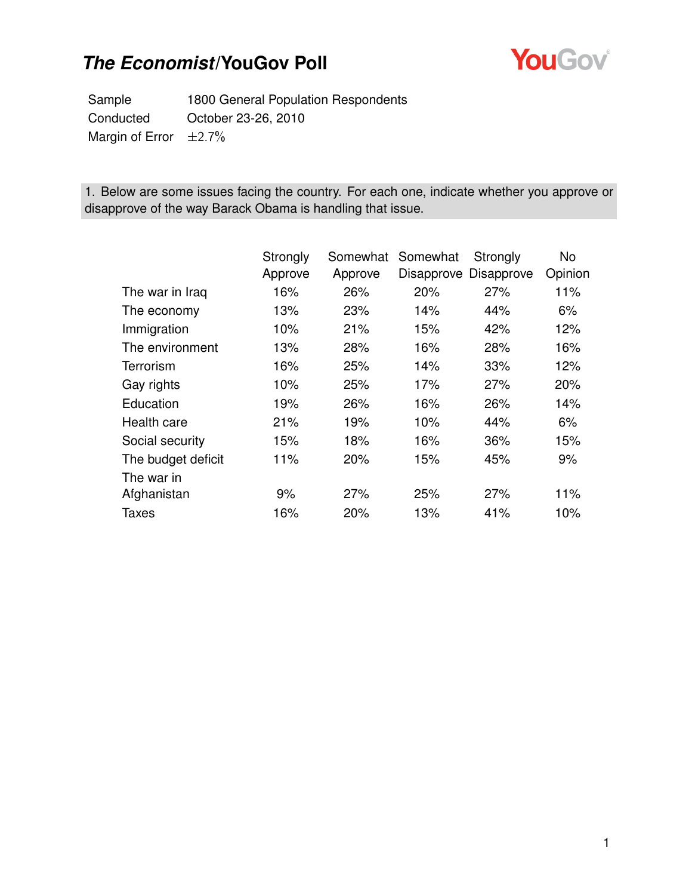# *The Economist*/YouGov Poll

| | |
|---|---|
| Sample | 1800 General Population Respondents |
| Conducted | October 23-26, 2010 |
| Margin of Error | ±2.7% |

1. Below are some issues facing the country. For each one, indicate whether you approve or disapprove of the way Barack Obama is handling that issue.

| | Strongly Approve | Somewhat Approve | Somewhat Disapprove | Strongly Disapprove | No Opinion |
|---|---|---|---|---|---|
| The war in Iraq | 16% | 26% | 20% | 27% | 11% |
| The economy | 13% | 23% | 14% | 44% | 6% |
| Immigration | 10% | 21% | 15% | 42% | 12% |
| The environment | 13% | 28% | 16% | 28% | 16% |
| Terrorism | 16% | 25% | 14% | 33% | 12% |
| Gay rights | 10% | 25% | 17% | 27% | 20% |
| Education | 19% | 26% | 16% | 26% | 14% |
| Health care | 21% | 19% | 10% | 44% | 6% |
| Social security | 15% | 18% | 16% | 36% | 15% |
| The budget deficit | 11% | 20% | 15% | 45% | 9% |
| The war in Afghanistan | 9% | 27% | 25% | 27% | 11% |
| Taxes | 16% | 20% | 13% | 41% | 10% |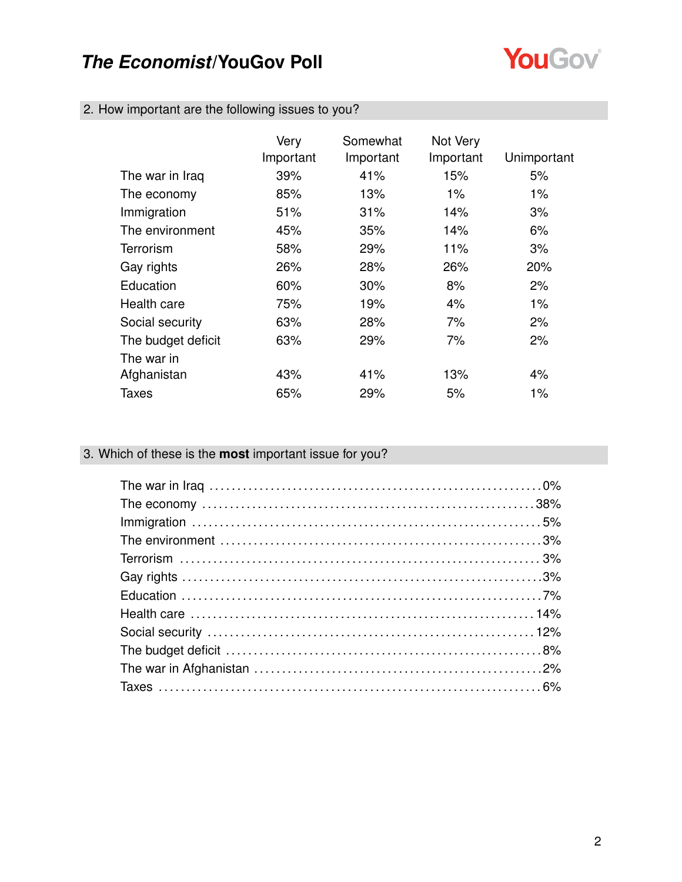## 2. How important are the following issues to you?

| | Very Important | Somewhat Important | Not Very Important | Unimportant |
|---|---|---|---|---|
| The war in Iraq | 39% | 41% | 15% | 5% |
| The economy | 85% | 13% | 1% | 1% |
| Immigration | 51% | 31% | 14% | 3% |
| The environment | 45% | 35% | 14% | 6% |
| Terrorism | 58% | 29% | 11% | 3% |
| Gay rights | 26% | 28% | 26% | 20% |
| Education | 60% | 30% | 8% | 2% |
| Health care | 75% | 19% | 4% | 1% |
| Social security | 63% | 28% | 7% | 2% |
| The budget deficit | 63% | 29% | 7% | 2% |
| The war in Afghanistan | 43% | 41% | 13% | 4% |
| Taxes | 65% | 29% | 5% | 1% |

## 3. Which of these is the **most** important issue for you?

| | |
|---|---|
| The war in Iraq | 0% |
| The economy | 38% |
| Immigration | 5% |
| The environment | 3% |
| Terrorism | 3% |
| Gay rights | 3% |
| Education | 7% |
| Health care | 14% |
| Social security | 12% |
| The budget deficit | 8% |
| The war in Afghanistan | 2% |
| Taxes | 6% |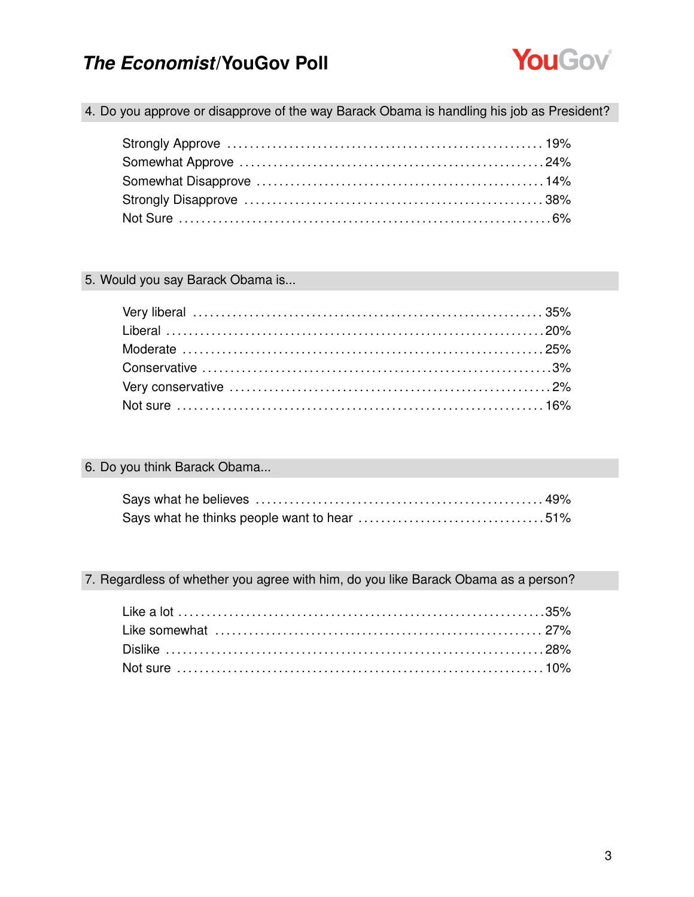## 4. Do you approve or disapprove of the way Barack Obama is handling his job as President?

| Response | % |
|---|---|
| Strongly Approve | 19% |
| Somewhat Approve | 24% |
| Somewhat Disapprove | 14% |
| Strongly Disapprove | 38% |
| Not Sure | 6% |

## 5. Would you say Barack Obama is...

| Response | % |
|---|---|
| Very liberal | 35% |
| Liberal | 20% |
| Moderate | 25% |
| Conservative | 3% |
| Very conservative | 2% |
| Not sure | 16% |

## 6. Do you think Barack Obama...

| Response | % |
|---|---|
| Says what he believes | 49% |
| Says what he thinks people want to hear | 51% |

## 7. Regardless of whether you agree with him, do you like Barack Obama as a person?

| Response | % |
|---|---|
| Like a lot | 35% |
| Like somewhat | 27% |
| Dislike | 28% |
| Not sure | 10% |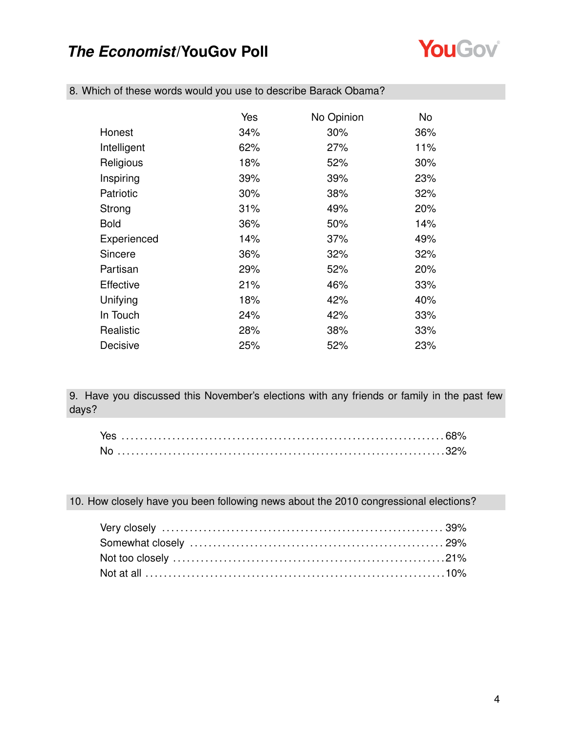## 8. Which of these words would you use to describe Barack Obama?

| | Yes | No Opinion | No |
|---|---|---|---|
| Honest | 34% | 30% | 36% |
| Intelligent | 62% | 27% | 11% |
| Religious | 18% | 52% | 30% |
| Inspiring | 39% | 39% | 23% |
| Patriotic | 30% | 38% | 32% |
| Strong | 31% | 49% | 20% |
| Bold | 36% | 50% | 14% |
| Experienced | 14% | 37% | 49% |
| Sincere | 36% | 32% | 32% |
| Partisan | 29% | 52% | 20% |
| Effective | 21% | 46% | 33% |
| Unifying | 18% | 42% | 40% |
| In Touch | 24% | 42% | 33% |
| Realistic | 28% | 38% | 33% |
| Decisive | 25% | 52% | 23% |

## 9. Have you discussed this November's elections with any friends or family in the past few days?

| | |
|---|---|
| Yes | 68% |
| No | 32% |

## 10. How closely have you been following news about the 2010 congressional elections?

| | |
|---|---|
| Very closely | 39% |
| Somewhat closely | 29% |
| Not too closely | 21% |
| Not at all | 10% |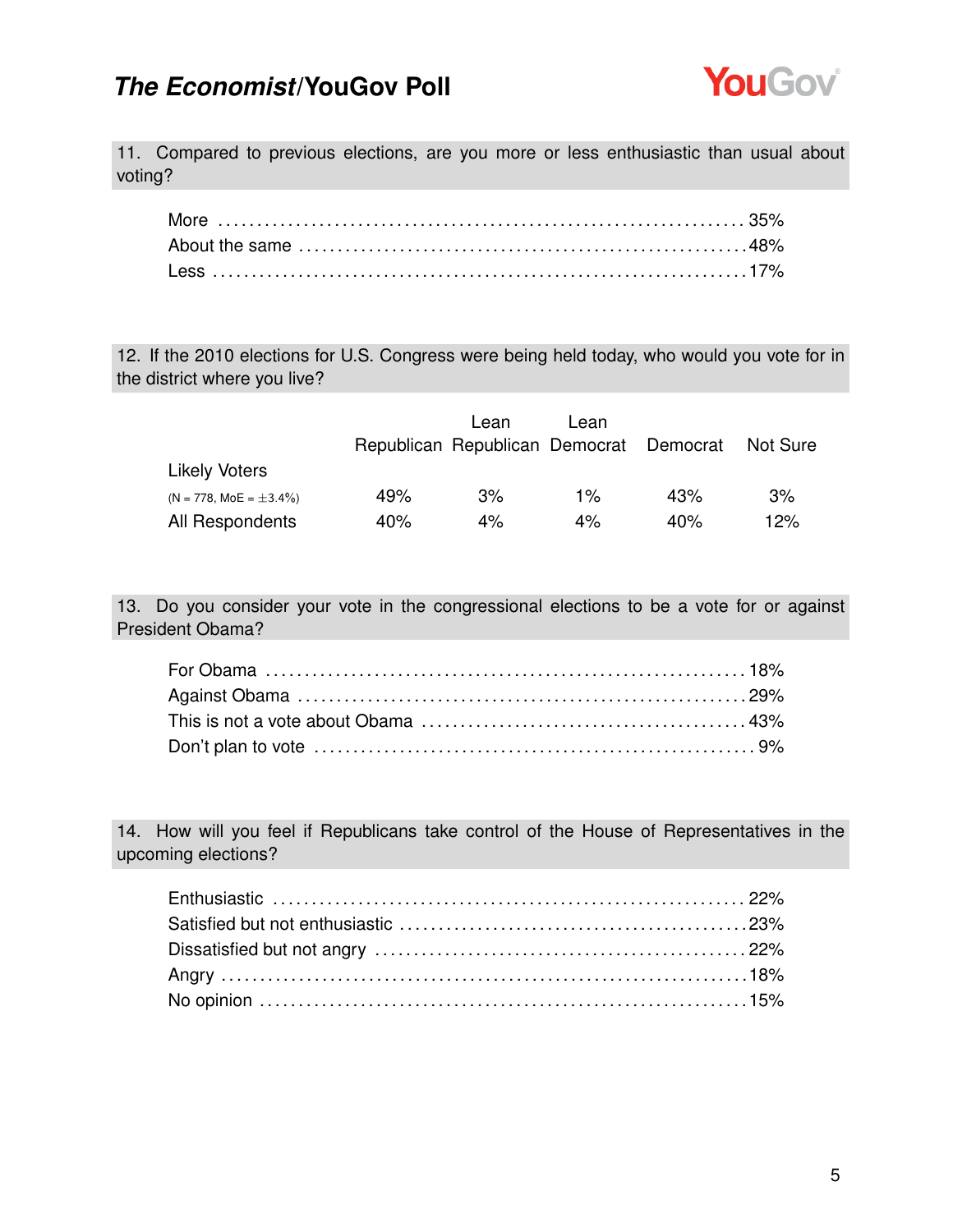**11. Compared to previous elections, are you more or less enthusiastic than usual about voting?**

| | |
|---|---|
| More | 35% |
| About the same | 48% |
| Less | 17% |

**12. If the 2010 elections for U.S. Congress were being held today, who would you vote for in the district where you live?**

| | Republican | Lean Republican | Lean Democrat | Democrat | Not Sure |
|---|---|---|---|---|---|
| Likely Voters (N = 778, MoE = ±3.4%) | 49% | 3% | 1% | 43% | 3% |
| All Respondents | 40% | 4% | 4% | 40% | 12% |

**13. Do you consider your vote in the congressional elections to be a vote for or against President Obama?**

| | |
|---|---|
| For Obama | 18% |
| Against Obama | 29% |
| This is not a vote about Obama | 43% |
| Don't plan to vote | 9% |

**14. How will you feel if Republicans take control of the House of Representatives in the upcoming elections?**

| | |
|---|---|
| Enthusiastic | 22% |
| Satisfied but not enthusiastic | 23% |
| Dissatisfied but not angry | 22% |
| Angry | 18% |
| No opinion | 15% |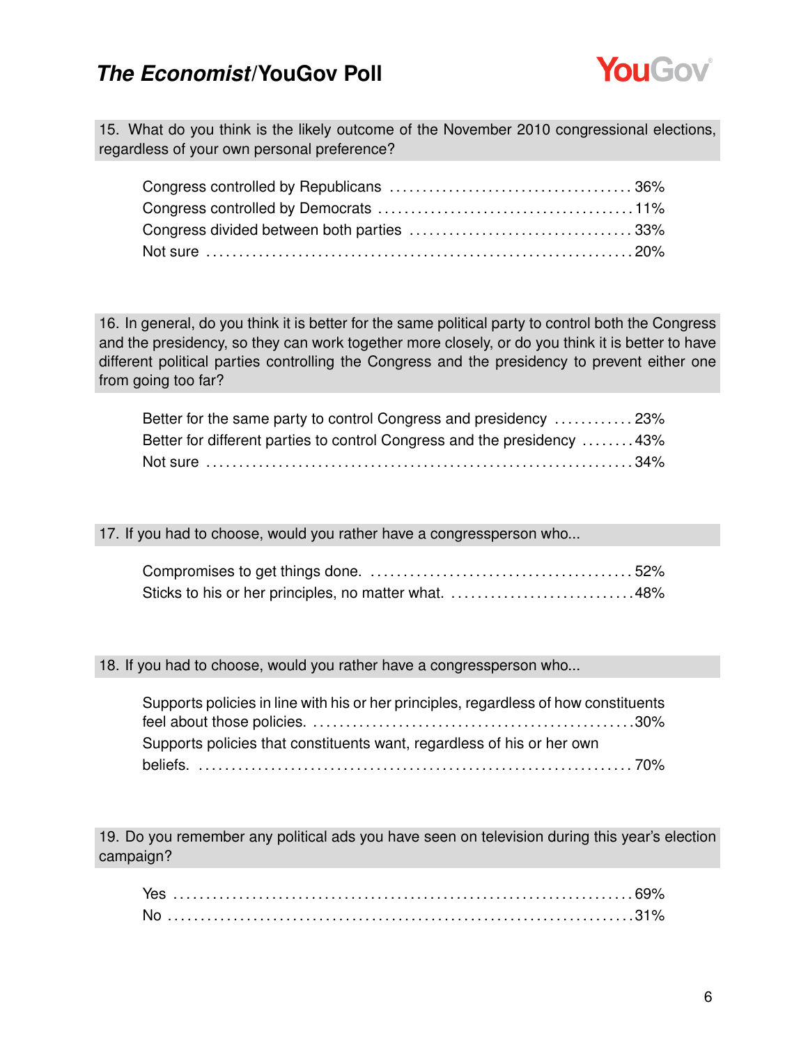15. What do you think is the likely outcome of the November 2010 congressional elections, regardless of your own personal preference?

| | |
|---|---|
| Congress controlled by Republicans | 36% |
| Congress controlled by Democrats | 11% |
| Congress divided between both parties | 33% |
| Not sure | 20% |

16. In general, do you think it is better for the same political party to control both the Congress and the presidency, so they can work together more closely, or do you think it is better to have different political parties controlling the Congress and the presidency to prevent either one from going too far?

| | |
|---|---|
| Better for the same party to control Congress and presidency | 23% |
| Better for different parties to control Congress and the presidency | 43% |
| Not sure | 34% |

17. If you had to choose, would you rather have a congressperson who...

| | |
|---|---|
| Compromises to get things done. | 52% |
| Sticks to his or her principles, no matter what. | 48% |

18. If you had to choose, would you rather have a congressperson who...

| | |
|---|---|
| Supports policies in line with his or her principles, regardless of how constituents feel about those policies. | 30% |
| Supports policies that constituents want, regardless of his or her own beliefs. | 70% |

19. Do you remember any political ads you have seen on television during this year's election campaign?

| | |
|---|---|
| Yes | 69% |
| No | 31% |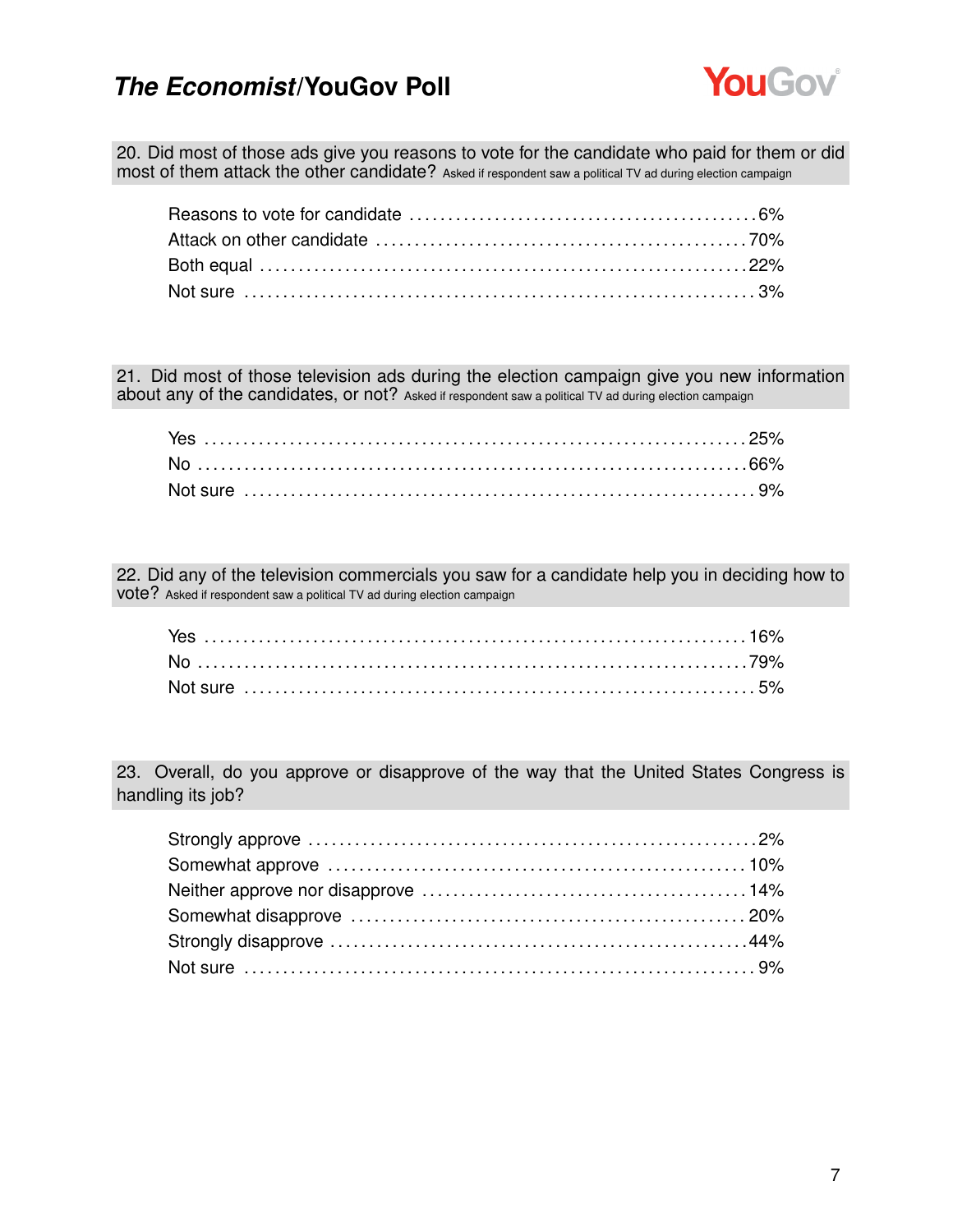**20. Did most of those ads give you reasons to vote for the candidate who paid for them or did most of them attack the other candidate?** Asked if respondent saw a political TV ad during election campaign

| | |
|---|---|
| Reasons to vote for candidate | 6% |
| Attack on other candidate | 70% |
| Both equal | 22% |
| Not sure | 3% |

**21. Did most of those television ads during the election campaign give you new information about any of the candidates, or not?** Asked if respondent saw a political TV ad during election campaign

| | |
|---|---|
| Yes | 25% |
| No | 66% |
| Not sure | 9% |

**22. Did any of the television commercials you saw for a candidate help you in deciding how to vote?** Asked if respondent saw a political TV ad during election campaign

| | |
|---|---|
| Yes | 16% |
| No | 79% |
| Not sure | 5% |

**23. Overall, do you approve or disapprove of the way that the United States Congress is handling its job?**

| | |
|---|---|
| Strongly approve | 2% |
| Somewhat approve | 10% |
| Neither approve nor disapprove | 14% |
| Somewhat disapprove | 20% |
| Strongly disapprove | 44% |
| Not sure | 9% |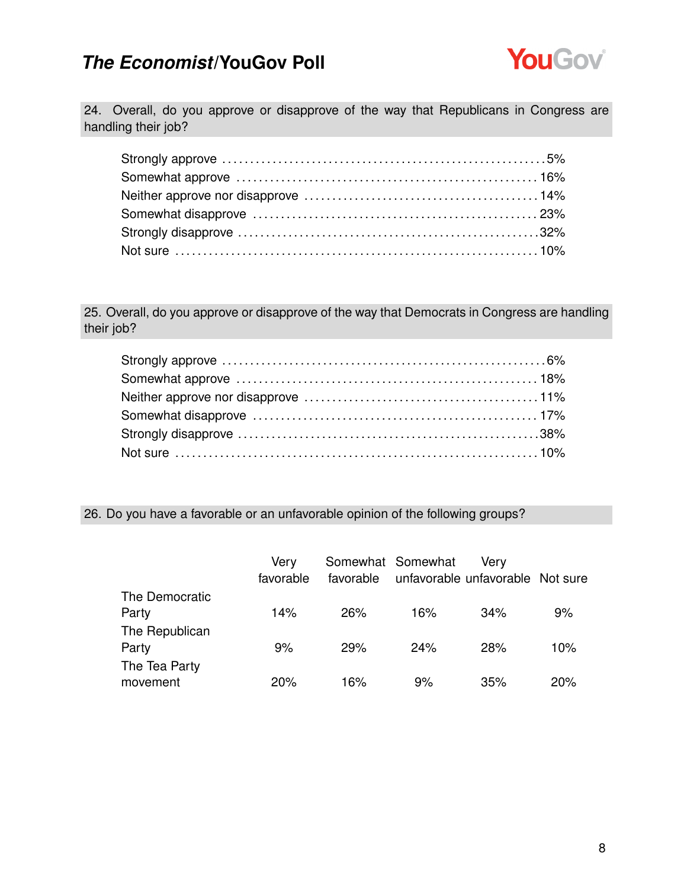### 24. Overall, do you approve or disapprove of the way that Republicans in Congress are handling their job?

| | |
|---|---|
| Strongly approve | 5% |
| Somewhat approve | 16% |
| Neither approve nor disapprove | 14% |
| Somewhat disapprove | 23% |
| Strongly disapprove | 32% |
| Not sure | 10% |

### 25. Overall, do you approve or disapprove of the way that Democrats in Congress are handling their job?

| | |
|---|---|
| Strongly approve | 6% |
| Somewhat approve | 18% |
| Neither approve nor disapprove | 11% |
| Somewhat disapprove | 17% |
| Strongly disapprove | 38% |
| Not sure | 10% |

### 26. Do you have a favorable or an unfavorable opinion of the following groups?

| | Very favorable | Somewhat favorable | Somewhat unfavorable | Very unfavorable | Not sure |
|---|---|---|---|---|---|
| The Democratic Party | 14% | 26% | 16% | 34% | 9% |
| The Republican Party | 9% | 29% | 24% | 28% | 10% |
| The Tea Party movement | 20% | 16% | 9% | 35% | 20% |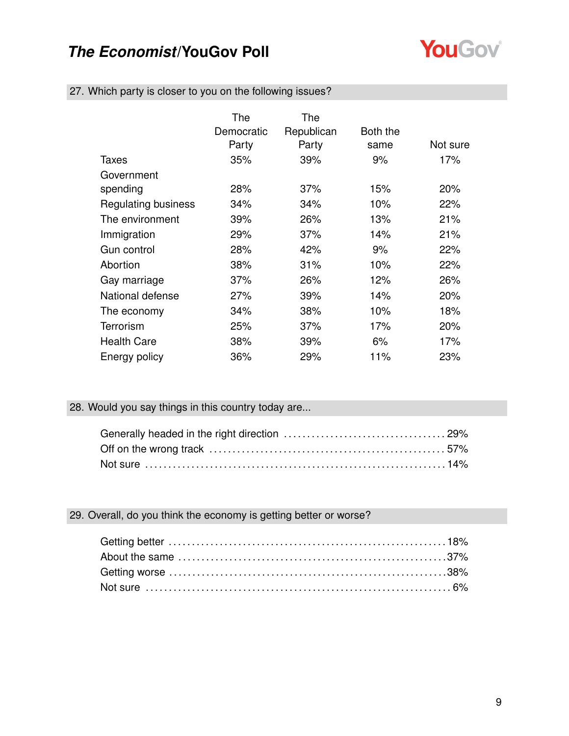## 27. Which party is closer to you on the following issues?

| | The Democratic Party | The Republican Party | Both the same | Not sure |
|---|---|---|---|---|
| Taxes | 35% | 39% | 9% | 17% |
| Government spending | 28% | 37% | 15% | 20% |
| Regulating business | 34% | 34% | 10% | 22% |
| The environment | 39% | 26% | 13% | 21% |
| Immigration | 29% | 37% | 14% | 21% |
| Gun control | 28% | 42% | 9% | 22% |
| Abortion | 38% | 31% | 10% | 22% |
| Gay marriage | 37% | 26% | 12% | 26% |
| National defense | 27% | 39% | 14% | 20% |
| The economy | 34% | 38% | 10% | 18% |
| Terrorism | 25% | 37% | 17% | 20% |
| Health Care | 38% | 39% | 6% | 17% |
| Energy policy | 36% | 29% | 11% | 23% |

## 28. Would you say things in this country today are...

| | |
|---|---|
| Generally headed in the right direction | 29% |
| Off on the wrong track | 57% |
| Not sure | 14% |

## 29. Overall, do you think the economy is getting better or worse?

| | |
|---|---|
| Getting better | 18% |
| About the same | 37% |
| Getting worse | 38% |
| Not sure | 6% |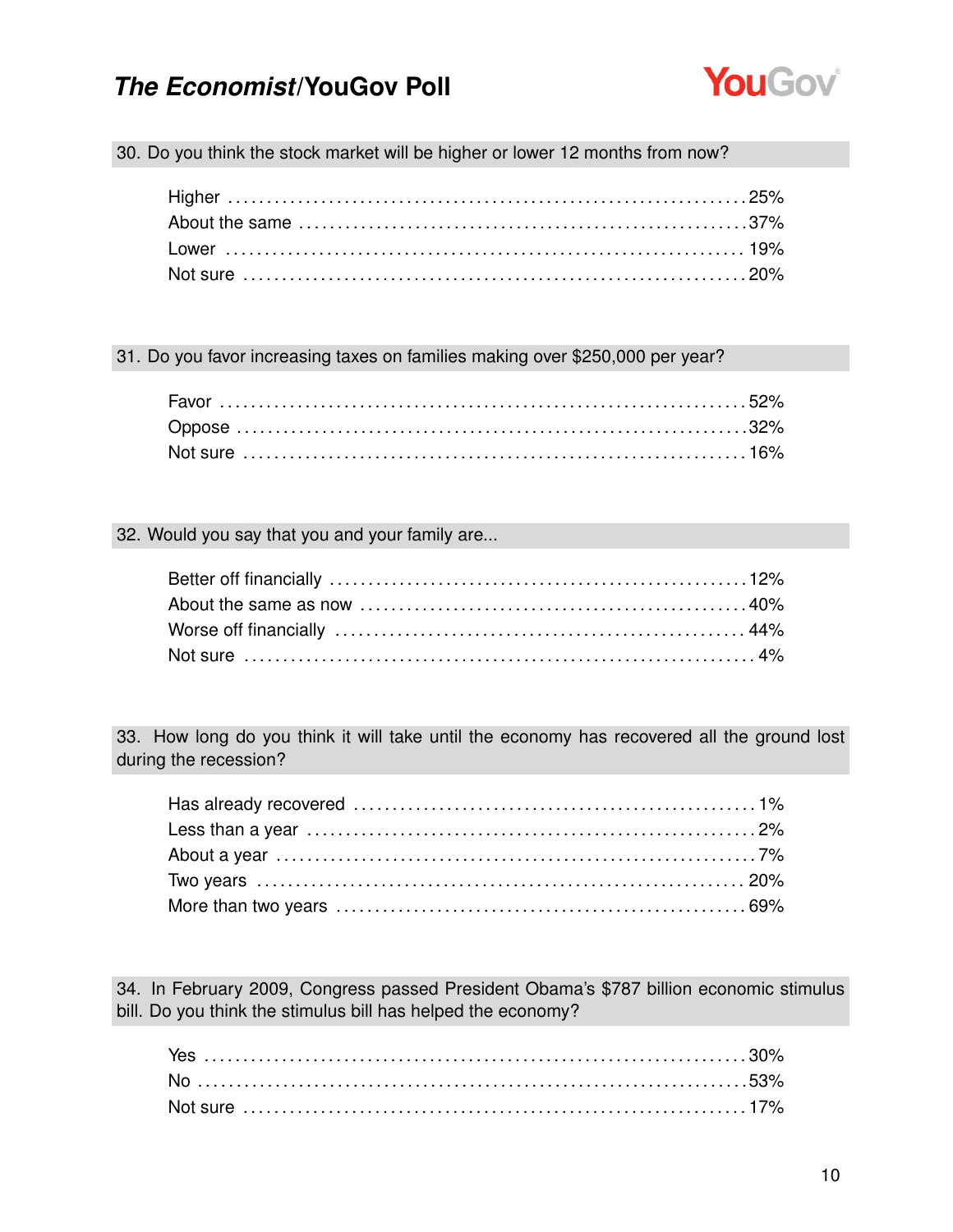## 30. Do you think the stock market will be higher or lower 12 months from now?

| Response | % |
|---|---|
| Higher | 25% |
| About the same | 37% |
| Lower | 19% |
| Not sure | 20% |

## 31. Do you favor increasing taxes on families making over $250,000 per year?

| Response | % |
|---|---|
| Favor | 52% |
| Oppose | 32% |
| Not sure | 16% |

## 32. Would you say that you and your family are...

| Response | % |
|---|---|
| Better off financially | 12% |
| About the same as now | 40% |
| Worse off financially | 44% |
| Not sure | 4% |

## 33. How long do you think it will take until the economy has recovered all the ground lost during the recession?

| Response | % |
|---|---|
| Has already recovered | 1% |
| Less than a year | 2% |
| About a year | 7% |
| Two years | 20% |
| More than two years | 69% |

## 34. In February 2009, Congress passed President Obama's $787 billion economic stimulus bill. Do you think the stimulus bill has helped the economy?

| Response | % |
|---|---|
| Yes | 30% |
| No | 53% |
| Not sure | 17% |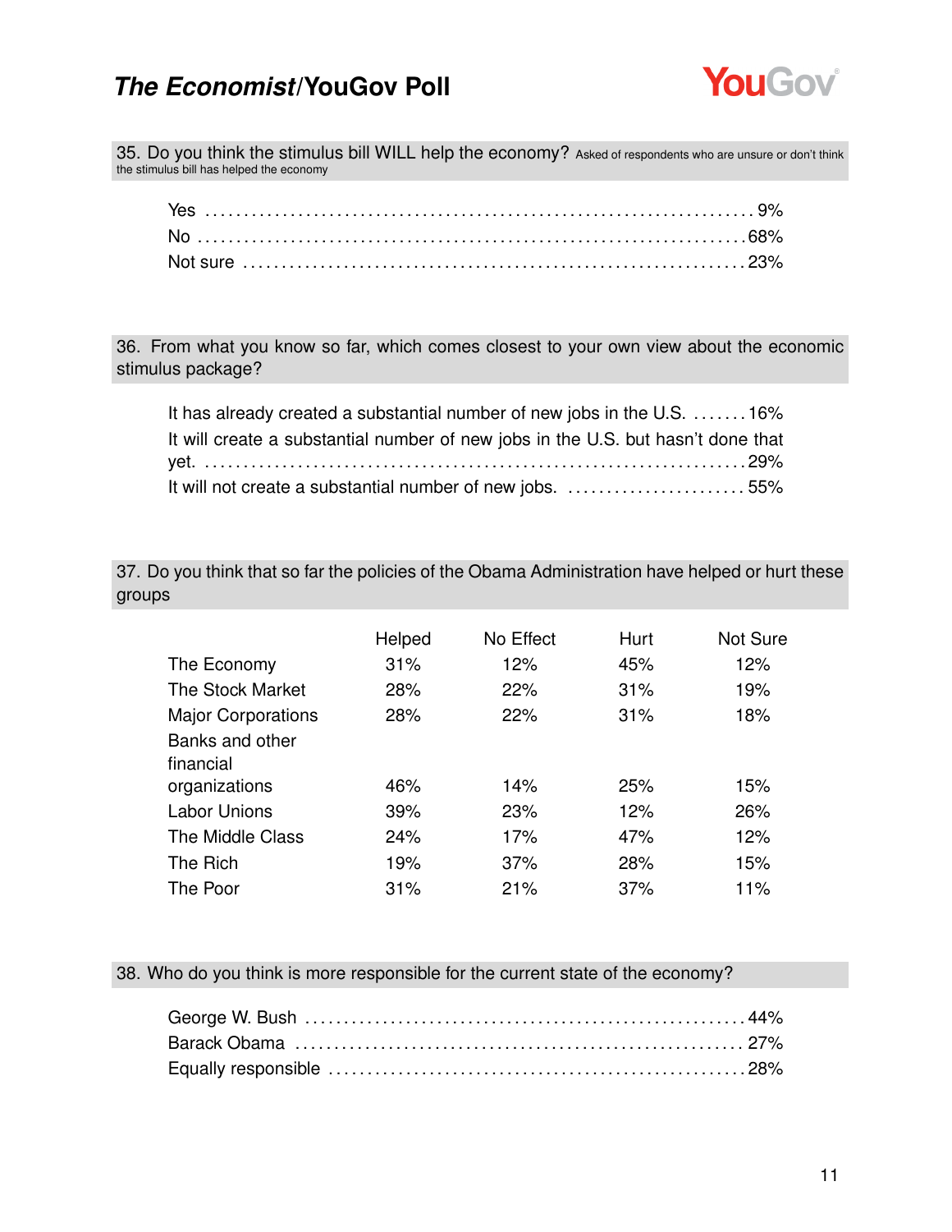## 35. Do you think the stimulus bill WILL help the economy? Asked of respondents who are unsure or don't think the stimulus bill has helped the economy

| | |
|---|---|
| Yes | 9% |
| No | 68% |
| Not sure | 23% |

## 36. From what you know so far, which comes closest to your own view about the economic stimulus package?

| | |
|---|---|
| It has already created a substantial number of new jobs in the U.S. | 16% |
| It will create a substantial number of new jobs in the U.S. but hasn't done that yet. | 29% |
| It will not create a substantial number of new jobs. | 55% |

## 37. Do you think that so far the policies of the Obama Administration have helped or hurt these groups

| | Helped | No Effect | Hurt | Not Sure |
|---|---|---|---|---|
| The Economy | 31% | 12% | 45% | 12% |
| The Stock Market | 28% | 22% | 31% | 19% |
| Major Corporations | 28% | 22% | 31% | 18% |
| Banks and other financial organizations | 46% | 14% | 25% | 15% |
| Labor Unions | 39% | 23% | 12% | 26% |
| The Middle Class | 24% | 17% | 47% | 12% |
| The Rich | 19% | 37% | 28% | 15% |
| The Poor | 31% | 21% | 37% | 11% |

## 38. Who do you think is more responsible for the current state of the economy?

| | |
|---|---|
| George W. Bush | 44% |
| Barack Obama | 27% |
| Equally responsible | 28% |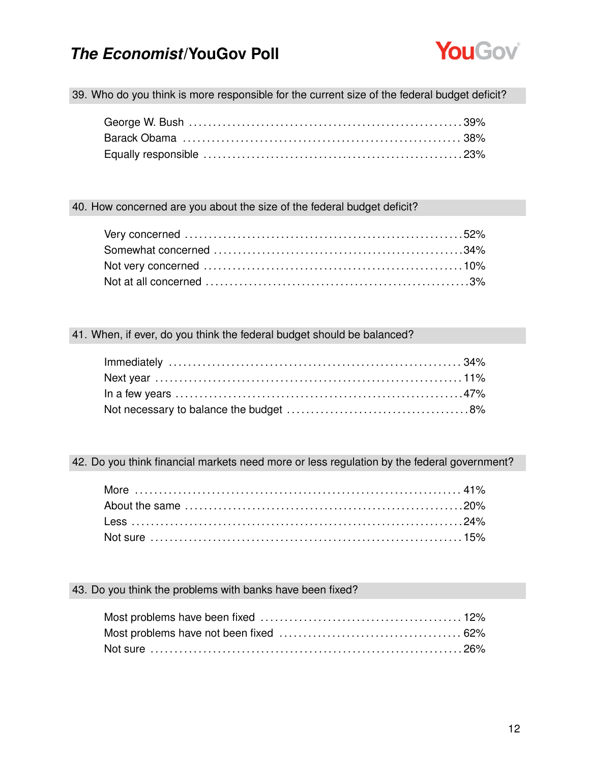### 39. Who do you think is more responsible for the current size of the federal budget deficit?

| | |
|---|---|
| George W. Bush | 39% |
| Barack Obama | 38% |
| Equally responsible | 23% |

### 40. How concerned are you about the size of the federal budget deficit?

| | |
|---|---|
| Very concerned | 52% |
| Somewhat concerned | 34% |
| Not very concerned | 10% |
| Not at all concerned | 3% |

### 41. When, if ever, do you think the federal budget should be balanced?

| | |
|---|---|
| Immediately | 34% |
| Next year | 11% |
| In a few years | 47% |
| Not necessary to balance the budget | 8% |

### 42. Do you think financial markets need more or less regulation by the federal government?

| | |
|---|---|
| More | 41% |
| About the same | 20% |
| Less | 24% |
| Not sure | 15% |

### 43. Do you think the problems with banks have been fixed?

| | |
|---|---|
| Most problems have been fixed | 12% |
| Most problems have not been fixed | 62% |
| Not sure | 26% |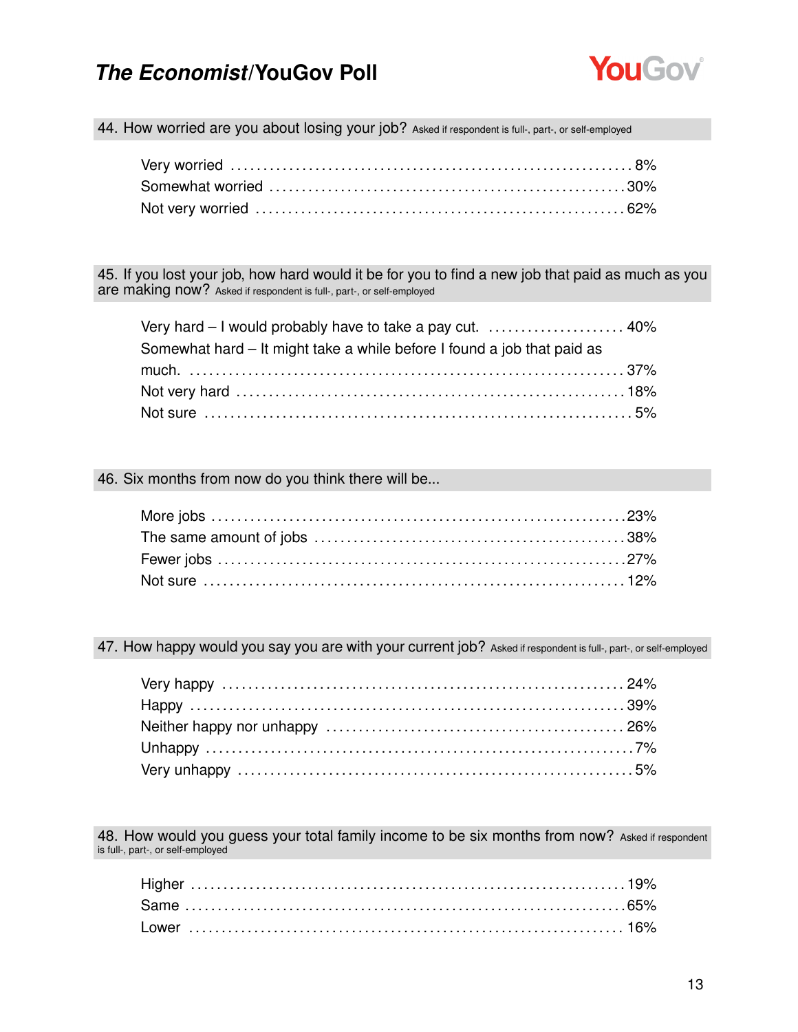## 44. How worried are you about losing your job? Asked if respondent is full-, part-, or self-employed

| | |
|---|---|
| Very worried | 8% |
| Somewhat worried | 30% |
| Not very worried | 62% |

## 45. If you lost your job, how hard would it be for you to find a new job that paid as much as you are making now? Asked if respondent is full-, part-, or self-employed

| | |
|---|---|
| Very hard – I would probably have to take a pay cut. | 40% |
| Somewhat hard – It might take a while before I found a job that paid as much. | 37% |
| Not very hard | 18% |
| Not sure | 5% |

## 46. Six months from now do you think there will be...

| | |
|---|---|
| More jobs | 23% |
| The same amount of jobs | 38% |
| Fewer jobs | 27% |
| Not sure | 12% |

## 47. How happy would you say you are with your current job? Asked if respondent is full-, part-, or self-employed

| | |
|---|---|
| Very happy | 24% |
| Happy | 39% |
| Neither happy nor unhappy | 26% |
| Unhappy | 7% |
| Very unhappy | 5% |

## 48. How would you guess your total family income to be six months from now? Asked if respondent is full-, part-, or self-employed

| | |
|---|---|
| Higher | 19% |
| Same | 65% |
| Lower | 16% |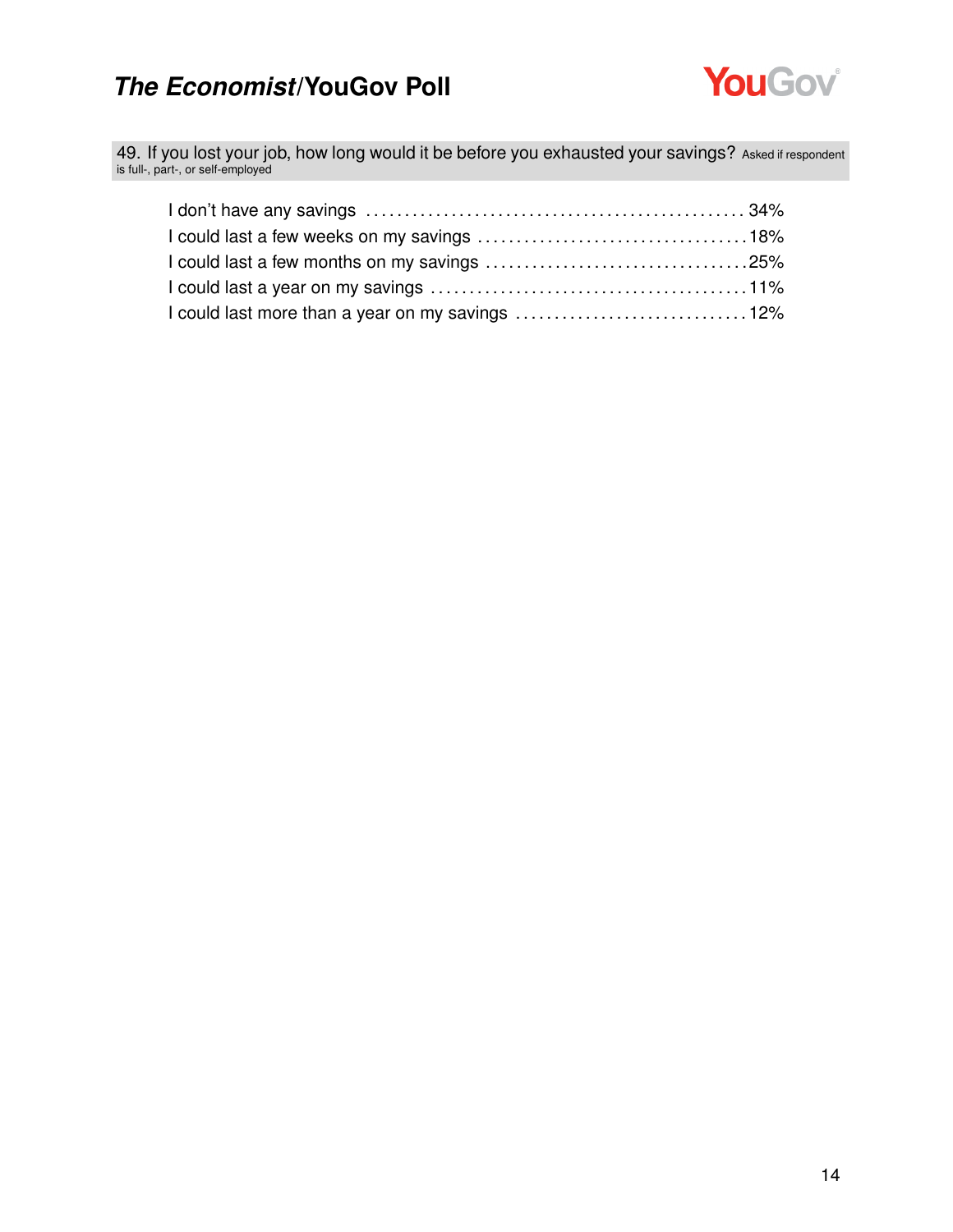### 49. If you lost your job, how long would it be before you exhausted your savings? Asked if respondent is full-, part-, or self-employed

| Response | % |
|---|---|
| I don't have any savings | 34% |
| I could last a few weeks on my savings | 18% |
| I could last a few months on my savings | 25% |
| I could last a year on my savings | 11% |
| I could last more than a year on my savings | 12% |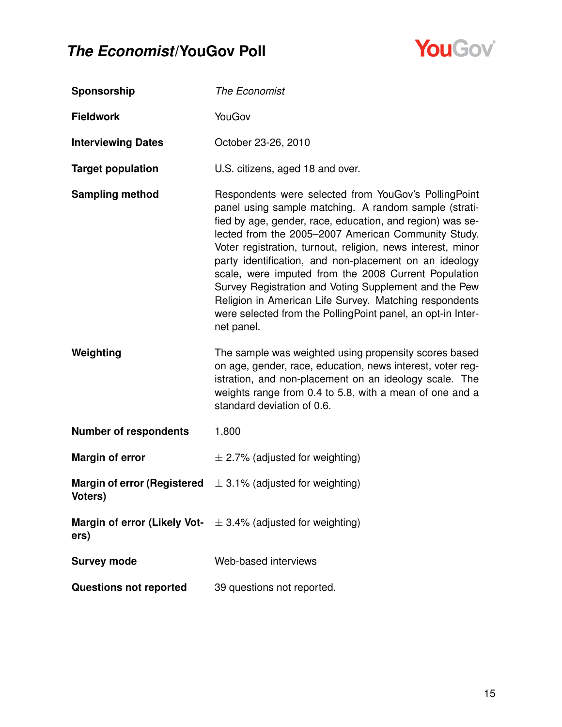# *The Economist*/YouGov Poll

| | |
|---|---|
| **Sponsorship** | *The Economist* |
| **Fieldwork** | YouGov |
| **Interviewing Dates** | October 23-26, 2010 |
| **Target population** | U.S. citizens, aged 18 and over. |
| **Sampling method** | Respondents were selected from YouGov's PollingPoint panel using sample matching. A random sample (stratified by age, gender, race, education, and region) was selected from the 2005–2007 American Community Study. Voter registration, turnout, religion, news interest, minor party identification, and non-placement on an ideology scale, were imputed from the 2008 Current Population Survey Registration and Voting Supplement and the Pew Religion in American Life Survey. Matching respondents were selected from the PollingPoint panel, an opt-in Internet panel. |
| **Weighting** | The sample was weighted using propensity scores based on age, gender, race, education, news interest, voter registration, and non-placement on an ideology scale. The weights range from 0.4 to 5.8, with a mean of one and a standard deviation of 0.6. |
| **Number of respondents** | 1,800 |
| **Margin of error** | $\pm$ 2.7% (adjusted for weighting) |
| **Margin of error (Registered Voters)** | $\pm$ 3.1% (adjusted for weighting) |
| **Margin of error (Likely Voters)** | $\pm$ 3.4% (adjusted for weighting) |
| **Survey mode** | Web-based interviews |
| **Questions not reported** | 39 questions not reported. |